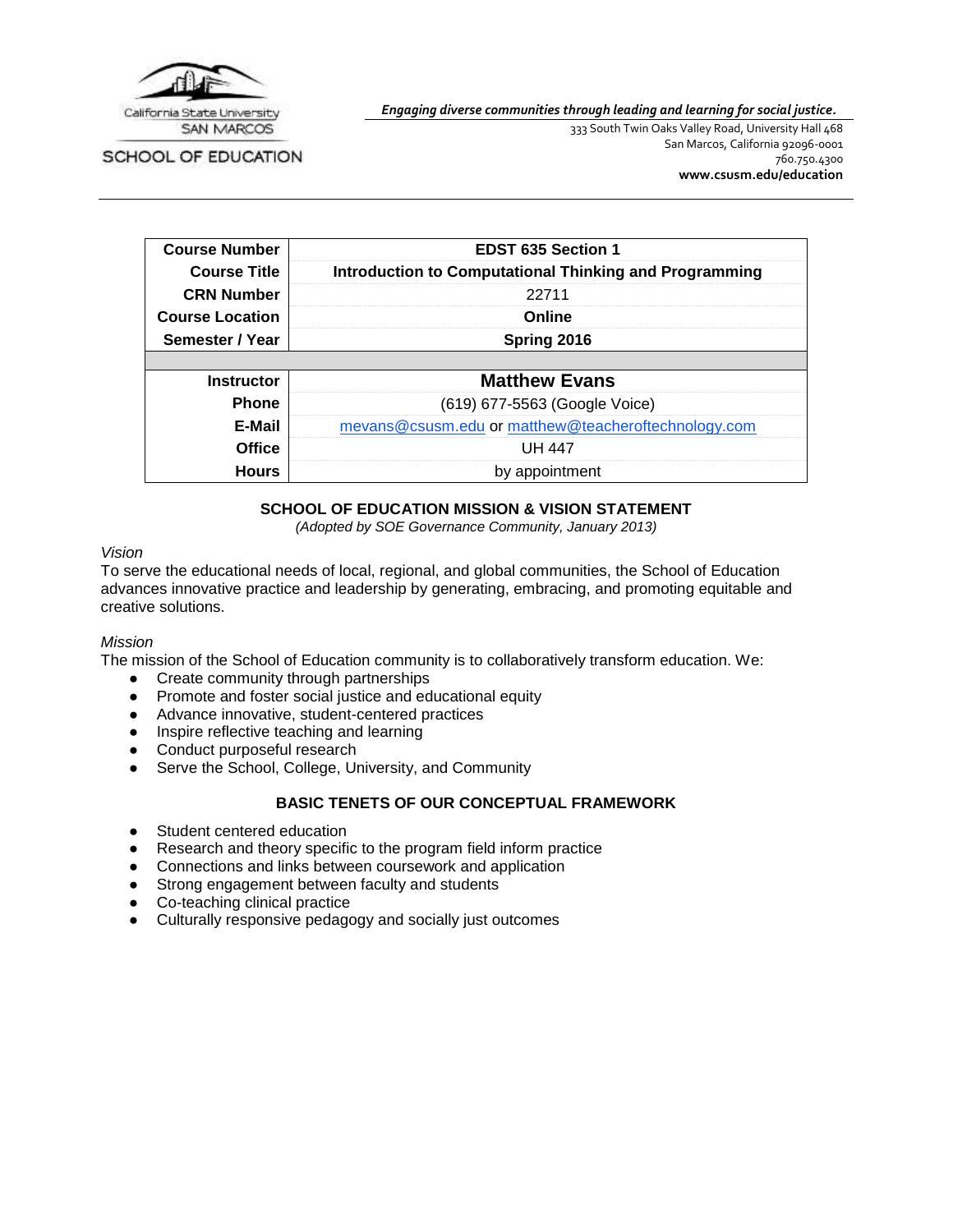California State University SAN MARCOS

SCHOOL OF EDUCATION

***Engaging diverse communities through leading and learning for social justice.***

333 South Twin Oaks Valley Road, University Hall 468
San Marcos, California 92096-0001
760.750.4300
**www.csusm.edu/education**

| **Course Number** | **EDST 635 Section 1** |
|---|---|
| **Course Title** | **Introduction to Computational Thinking and Programming** |
| **CRN Number** | 22711 |
| **Course Location** | **Online** |
| **Semester / Year** | **Spring 2016** |
| | |
| **Instructor** | **Matthew Evans** |
| **Phone** | (619) 677-5563 (Google Voice) |
| **E-Mail** | mevans@csusm.edu or matthew@teacheroftechnology.com |
| **Office** | UH 447 |
| **Hours** | by appointment |

## SCHOOL OF EDUCATION MISSION & VISION STATEMENT

*(Adopted by SOE Governance Community, January 2013)*

*Vision*

To serve the educational needs of local, regional, and global communities, the School of Education advances innovative practice and leadership by generating, embracing, and promoting equitable and creative solutions.

*Mission*

The mission of the School of Education community is to collaboratively transform education. We:

- Create community through partnerships
- Promote and foster social justice and educational equity
- Advance innovative, student-centered practices
- Inspire reflective teaching and learning
- Conduct purposeful research
- Serve the School, College, University, and Community

## BASIC TENETS OF OUR CONCEPTUAL FRAMEWORK

- Student centered education
- Research and theory specific to the program field inform practice
- Connections and links between coursework and application
- Strong engagement between faculty and students
- Co-teaching clinical practice
- Culturally responsive pedagogy and socially just outcomes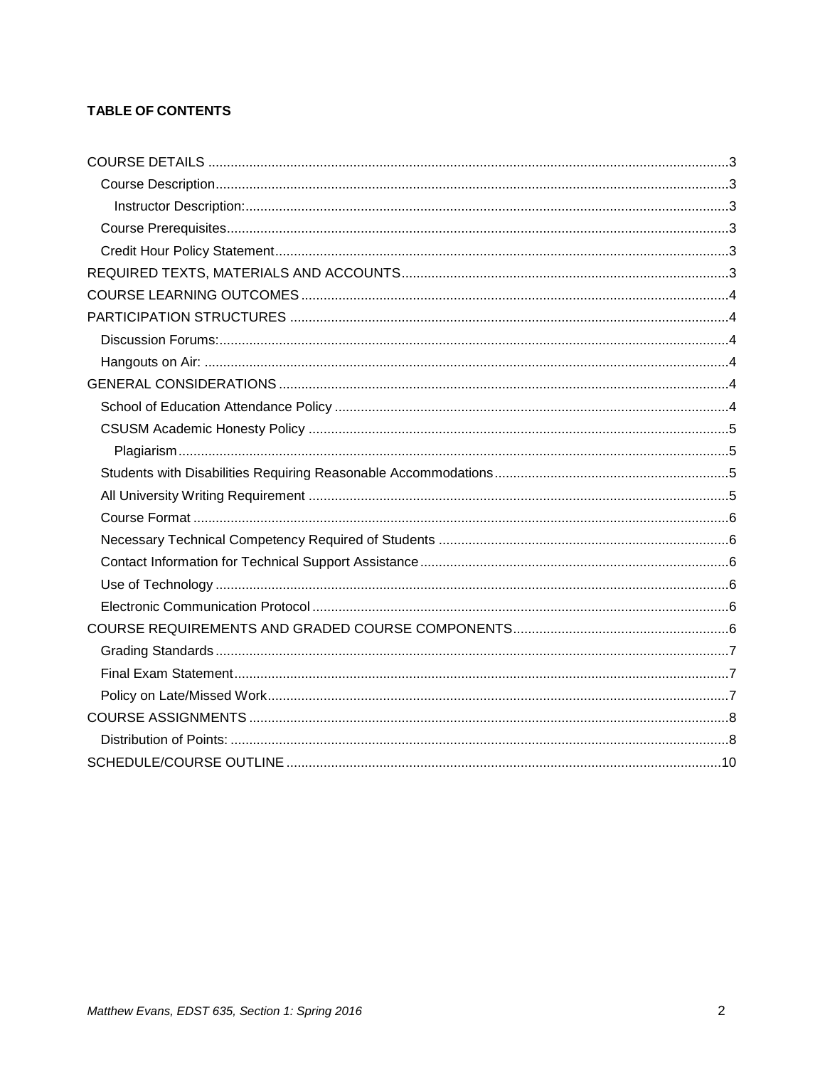**TABLE OF CONTENTS**

- COURSE DETAILS ....... 3
  - Course Description ....... 3
    - Instructor Description: ....... 3
  - Course Prerequisites ....... 3
  - Credit Hour Policy Statement ....... 3
- REQUIRED TEXTS, MATERIALS AND ACCOUNTS ....... 3
- COURSE LEARNING OUTCOMES ....... 4
- PARTICIPATION STRUCTURES ....... 4
  - Discussion Forums: ....... 4
  - Hangouts on Air: ....... 4
- GENERAL CONSIDERATIONS ....... 4
  - School of Education Attendance Policy ....... 4
  - CSUSM Academic Honesty Policy ....... 5
    - Plagiarism ....... 5
  - Students with Disabilities Requiring Reasonable Accommodations ....... 5
  - All University Writing Requirement ....... 5
  - Course Format ....... 6
  - Necessary Technical Competency Required of Students ....... 6
  - Contact Information for Technical Support Assistance ....... 6
  - Use of Technology ....... 6
  - Electronic Communication Protocol ....... 6
- COURSE REQUIREMENTS AND GRADED COURSE COMPONENTS ....... 6
  - Grading Standards ....... 7
  - Final Exam Statement ....... 7
  - Policy on Late/Missed Work ....... 7
- COURSE ASSIGNMENTS ....... 8
  - Distribution of Points: ....... 8
- SCHEDULE/COURSE OUTLINE ....... 10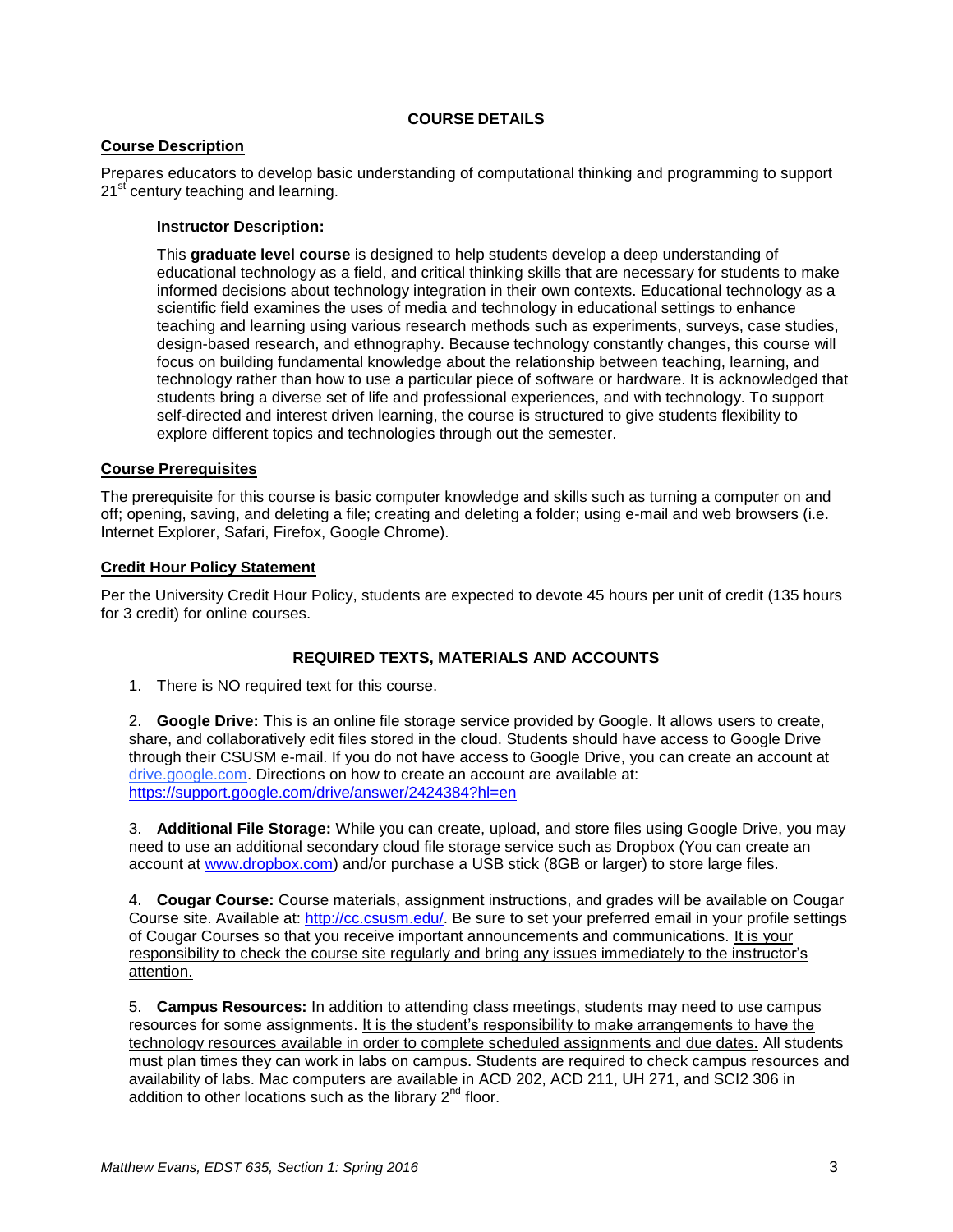## COURSE DETAILS

### Course Description

Prepares educators to develop basic understanding of computational thinking and programming to support 21st century teaching and learning.

> **Instructor Description:**
>
> This **graduate level course** is designed to help students develop a deep understanding of educational technology as a field, and critical thinking skills that are necessary for students to make informed decisions about technology integration in their own contexts. Educational technology as a scientific field examines the uses of media and technology in educational settings to enhance teaching and learning using various research methods such as experiments, surveys, case studies, design-based research, and ethnography. Because technology constantly changes, this course will focus on building fundamental knowledge about the relationship between teaching, learning, and technology rather than how to use a particular piece of software or hardware. It is acknowledged that students bring a diverse set of life and professional experiences, and with technology. To support self-directed and interest driven learning, the course is structured to give students flexibility to explore different topics and technologies through out the semester.

### Course Prerequisites

The prerequisite for this course is basic computer knowledge and skills such as turning a computer on and off; opening, saving, and deleting a file; creating and deleting a folder; using e-mail and web browsers (i.e. Internet Explorer, Safari, Firefox, Google Chrome).

### Credit Hour Policy Statement

Per the University Credit Hour Policy, students are expected to devote 45 hours per unit of credit (135 hours for 3 credit) for online courses.

## REQUIRED TEXTS, MATERIALS AND ACCOUNTS

1. There is NO required text for this course.

2. **Google Drive:** This is an online file storage service provided by Google. It allows users to create, share, and collaboratively edit files stored in the cloud. Students should have access to Google Drive through their CSUSM e-mail. If you do not have access to Google Drive, you can create an account at drive.google.com. Directions on how to create an account are available at: https://support.google.com/drive/answer/2424384?hl=en

3. **Additional File Storage:** While you can create, upload, and store files using Google Drive, you may need to use an additional secondary cloud file storage service such as Dropbox (You can create an account at www.dropbox.com) and/or purchase a USB stick (8GB or larger) to store large files.

4. **Cougar Course:** Course materials, assignment instructions, and grades will be available on Cougar Course site. Available at: http://cc.csusm.edu/. Be sure to set your preferred email in your profile settings of Cougar Courses so that you receive important announcements and communications. It is your responsibility to check the course site regularly and bring any issues immediately to the instructor's attention.

5. **Campus Resources:** In addition to attending class meetings, students may need to use campus resources for some assignments. It is the student's responsibility to make arrangements to have the technology resources available in order to complete scheduled assignments and due dates. All students must plan times they can work in labs on campus. Students are required to check campus resources and availability of labs. Mac computers are available in ACD 202, ACD 211, UH 271, and SCI2 306 in addition to other locations such as the library 2nd floor.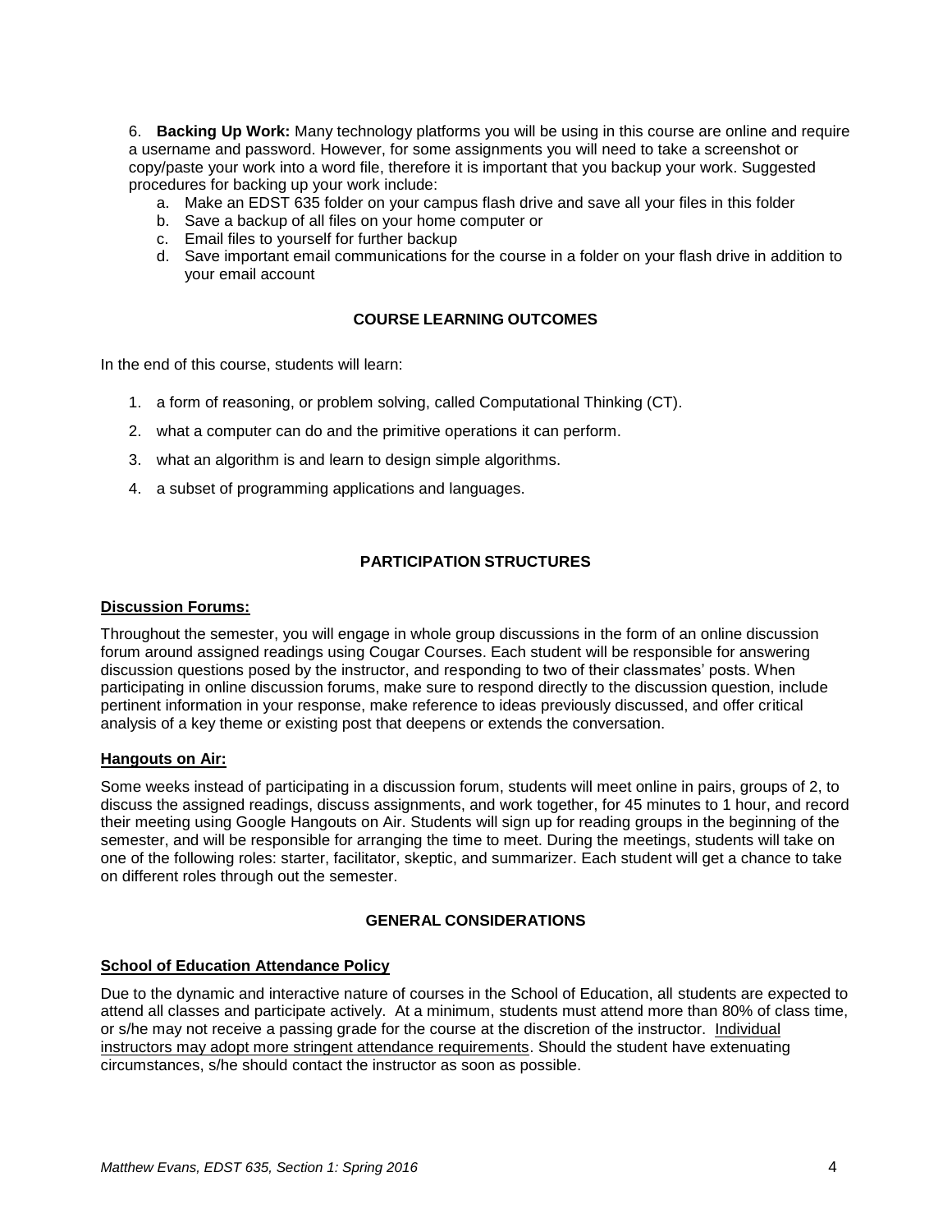6. **Backing Up Work:** Many technology platforms you will be using in this course are online and require a username and password. However, for some assignments you will need to take a screenshot or copy/paste your work into a word file, therefore it is important that you backup your work. Suggested procedures for backing up your work include:
   a. Make an EDST 635 folder on your campus flash drive and save all your files in this folder
   b. Save a backup of all files on your home computer or
   c. Email files to yourself for further backup
   d. Save important email communications for the course in a folder on your flash drive in addition to your email account

## COURSE LEARNING OUTCOMES

In the end of this course, students will learn:

1. a form of reasoning, or problem solving, called Computational Thinking (CT).
2. what a computer can do and the primitive operations it can perform.
3. what an algorithm is and learn to design simple algorithms.
4. a subset of programming applications and languages.

## PARTICIPATION STRUCTURES

### Discussion Forums:

Throughout the semester, you will engage in whole group discussions in the form of an online discussion forum around assigned readings using Cougar Courses. Each student will be responsible for answering discussion questions posed by the instructor, and responding to two of their classmates' posts. When participating in online discussion forums, make sure to respond directly to the discussion question, include pertinent information in your response, make reference to ideas previously discussed, and offer critical analysis of a key theme or existing post that deepens or extends the conversation.

### Hangouts on Air:

Some weeks instead of participating in a discussion forum, students will meet online in pairs, groups of 2, to discuss the assigned readings, discuss assignments, and work together, for 45 minutes to 1 hour, and record their meeting using Google Hangouts on Air. Students will sign up for reading groups in the beginning of the semester, and will be responsible for arranging the time to meet. During the meetings, students will take on one of the following roles: starter, facilitator, skeptic, and summarizer. Each student will get a chance to take on different roles through out the semester.

## GENERAL CONSIDERATIONS

### School of Education Attendance Policy

Due to the dynamic and interactive nature of courses in the School of Education, all students are expected to attend all classes and participate actively. At a minimum, students must attend more than 80% of class time, or s/he may not receive a passing grade for the course at the discretion of the instructor. Individual instructors may adopt more stringent attendance requirements. Should the student have extenuating circumstances, s/he should contact the instructor as soon as possible.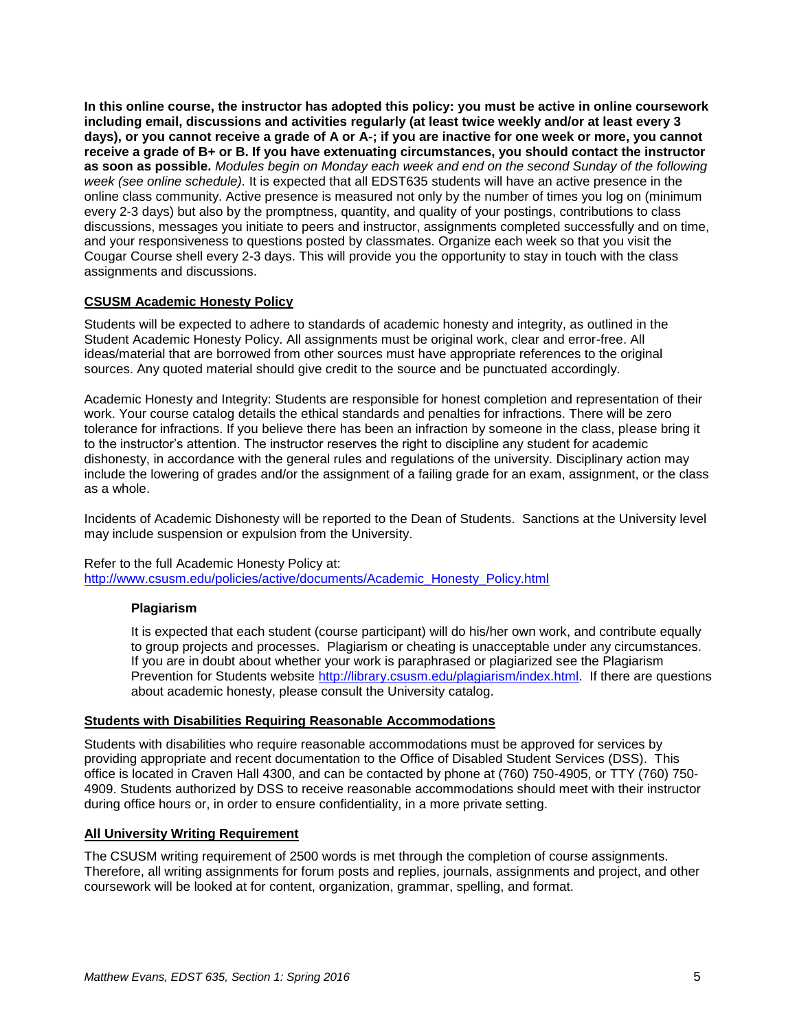**In this online course, the instructor has adopted this policy: you must be active in online coursework including email, discussions and activities regularly (at least twice weekly and/or at least every 3 days), or you cannot receive a grade of A or A-; if you are inactive for one week or more, you cannot receive a grade of B+ or B. If you have extenuating circumstances, you should contact the instructor as soon as possible.** *Modules begin on Monday each week and end on the second Sunday of the following week (see online schedule).* It is expected that all EDST635 students will have an active presence in the online class community. Active presence is measured not only by the number of times you log on (minimum every 2-3 days) but also by the promptness, quantity, and quality of your postings, contributions to class discussions, messages you initiate to peers and instructor, assignments completed successfully and on time, and your responsiveness to questions posted by classmates. Organize each week so that you visit the Cougar Course shell every 2-3 days. This will provide you the opportunity to stay in touch with the class assignments and discussions.

## CSUSM Academic Honesty Policy

Students will be expected to adhere to standards of academic honesty and integrity, as outlined in the Student Academic Honesty Policy. All assignments must be original work, clear and error-free. All ideas/material that are borrowed from other sources must have appropriate references to the original sources. Any quoted material should give credit to the source and be punctuated accordingly.

Academic Honesty and Integrity: Students are responsible for honest completion and representation of their work. Your course catalog details the ethical standards and penalties for infractions. There will be zero tolerance for infractions. If you believe there has been an infraction by someone in the class, please bring it to the instructor's attention. The instructor reserves the right to discipline any student for academic dishonesty, in accordance with the general rules and regulations of the university. Disciplinary action may include the lowering of grades and/or the assignment of a failing grade for an exam, assignment, or the class as a whole.

Incidents of Academic Dishonesty will be reported to the Dean of Students. Sanctions at the University level may include suspension or expulsion from the University.

Refer to the full Academic Honesty Policy at: http://www.csusm.edu/policies/active/documents/Academic_Honesty_Policy.html

### Plagiarism

It is expected that each student (course participant) will do his/her own work, and contribute equally to group projects and processes. Plagiarism or cheating is unacceptable under any circumstances. If you are in doubt about whether your work is paraphrased or plagiarized see the Plagiarism Prevention for Students website http://library.csusm.edu/plagiarism/index.html. If there are questions about academic honesty, please consult the University catalog.

## Students with Disabilities Requiring Reasonable Accommodations

Students with disabilities who require reasonable accommodations must be approved for services by providing appropriate and recent documentation to the Office of Disabled Student Services (DSS). This office is located in Craven Hall 4300, and can be contacted by phone at (760) 750-4905, or TTY (760) 750-4909. Students authorized by DSS to receive reasonable accommodations should meet with their instructor during office hours or, in order to ensure confidentiality, in a more private setting.

## All University Writing Requirement

The CSUSM writing requirement of 2500 words is met through the completion of course assignments. Therefore, all writing assignments for forum posts and replies, journals, assignments and project, and other coursework will be looked at for content, organization, grammar, spelling, and format.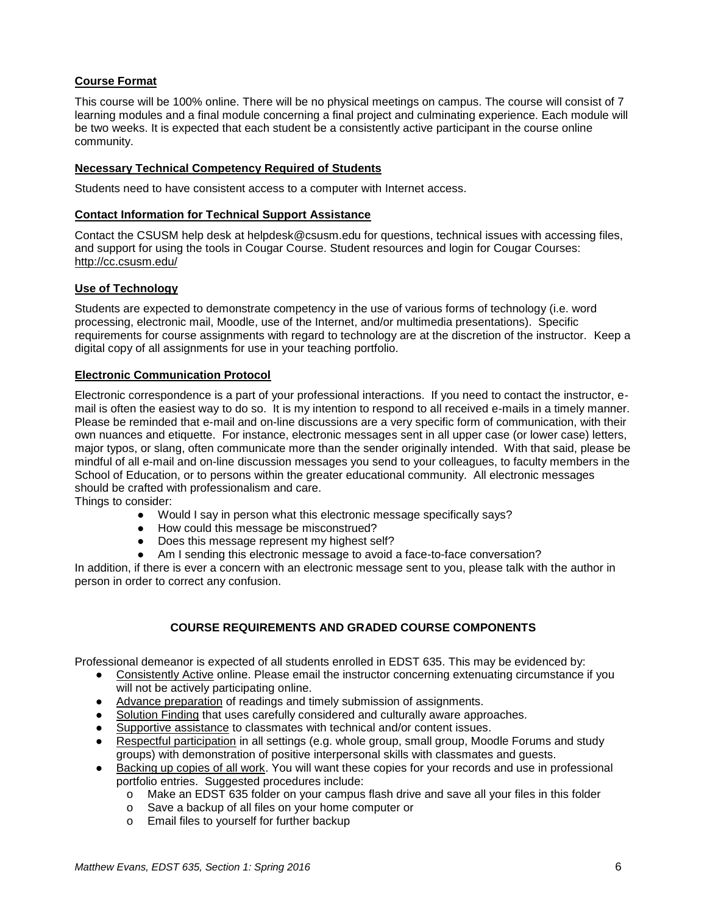**Course Format**

This course will be 100% online. There will be no physical meetings on campus. The course will consist of 7 learning modules and a final module concerning a final project and culminating experience. Each module will be two weeks. It is expected that each student be a consistently active participant in the course online community.

**Necessary Technical Competency Required of Students**

Students need to have consistent access to a computer with Internet access.

**Contact Information for Technical Support Assistance**

Contact the CSUSM help desk at helpdesk@csusm.edu for questions, technical issues with accessing files, and support for using the tools in Cougar Course. Student resources and login for Cougar Courses: http://cc.csusm.edu/

**Use of Technology**

Students are expected to demonstrate competency in the use of various forms of technology (i.e. word processing, electronic mail, Moodle, use of the Internet, and/or multimedia presentations). Specific requirements for course assignments with regard to technology are at the discretion of the instructor. Keep a digital copy of all assignments for use in your teaching portfolio.

**Electronic Communication Protocol**

Electronic correspondence is a part of your professional interactions. If you need to contact the instructor, e-mail is often the easiest way to do so. It is my intention to respond to all received e-mails in a timely manner. Please be reminded that e-mail and on-line discussions are a very specific form of communication, with their own nuances and etiquette. For instance, electronic messages sent in all upper case (or lower case) letters, major typos, or slang, often communicate more than the sender originally intended. With that said, please be mindful of all e-mail and on-line discussion messages you send to your colleagues, to faculty members in the School of Education, or to persons within the greater educational community. All electronic messages should be crafted with professionalism and care.

Things to consider:

- Would I say in person what this electronic message specifically says?
- How could this message be misconstrued?
- Does this message represent my highest self?
- Am I sending this electronic message to avoid a face-to-face conversation?

In addition, if there is ever a concern with an electronic message sent to you, please talk with the author in person in order to correct any confusion.

## COURSE REQUIREMENTS AND GRADED COURSE COMPONENTS

Professional demeanor is expected of all students enrolled in EDST 635. This may be evidenced by:

- Consistently Active online. Please email the instructor concerning extenuating circumstance if you will not be actively participating online.
- Advance preparation of readings and timely submission of assignments.
- Solution Finding that uses carefully considered and culturally aware approaches.
- Supportive assistance to classmates with technical and/or content issues.
- Respectful participation in all settings (e.g. whole group, small group, Moodle Forums and study groups) with demonstration of positive interpersonal skills with classmates and guests.
- Backing up copies of all work. You will want these copies for your records and use in professional portfolio entries. Suggested procedures include:
  - Make an EDST 635 folder on your campus flash drive and save all your files in this folder
  - Save a backup of all files on your home computer or
  - Email files to yourself for further backup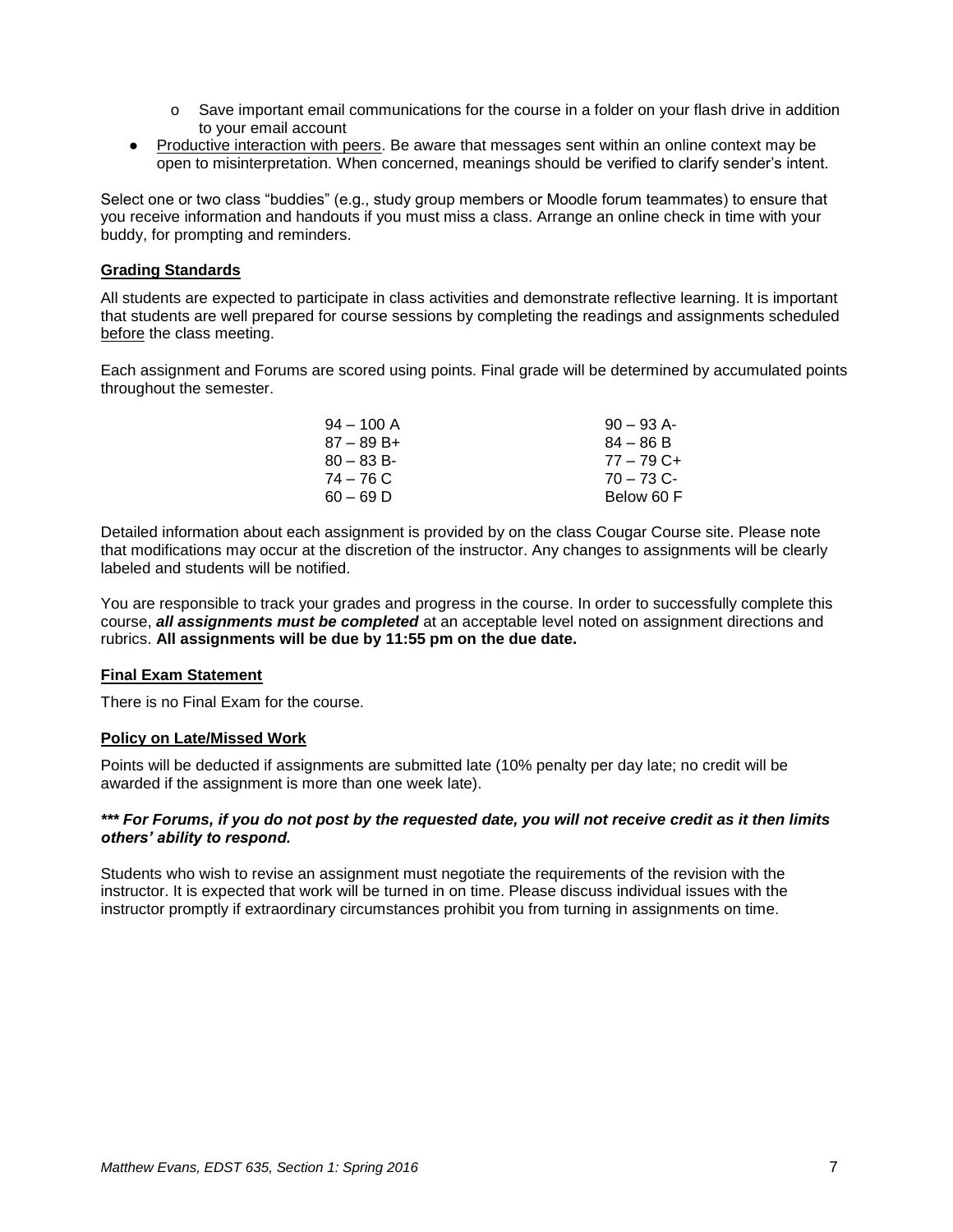- Save important email communications for the course in a folder on your flash drive in addition to your email account
- Productive interaction with peers. Be aware that messages sent within an online context may be open to misinterpretation. When concerned, meanings should be verified to clarify sender's intent.

Select one or two class "buddies" (e.g., study group members or Moodle forum teammates) to ensure that you receive information and handouts if you must miss a class. Arrange an online check in time with your buddy, for prompting and reminders.

## Grading Standards

All students are expected to participate in class activities and demonstrate reflective learning. It is important that students are well prepared for course sessions by completing the readings and assignments scheduled before the class meeting.

Each assignment and Forums are scored using points. Final grade will be determined by accumulated points throughout the semester.

| | |
|---|---|
| 94 – 100 A | 90 – 93 A- |
| 87 – 89 B+ | 84 – 86 B |
| 80 – 83 B- | 77 – 79 C+ |
| 74 – 76 C | 70 – 73 C- |
| 60 – 69 D | Below 60 F |

Detailed information about each assignment is provided by on the class Cougar Course site. Please note that modifications may occur at the discretion of the instructor. Any changes to assignments will be clearly labeled and students will be notified.

You are responsible to track your grades and progress in the course. In order to successfully complete this course, ***all assignments must be completed*** at an acceptable level noted on assignment directions and rubrics. **All assignments will be due by 11:55 pm on the due date.**

## Final Exam Statement

There is no Final Exam for the course.

## Policy on Late/Missed Work

Points will be deducted if assignments are submitted late (10% penalty per day late; no credit will be awarded if the assignment is more than one week late).

***\*\*\* For Forums, if you do not post by the requested date, you will not receive credit as it then limits others' ability to respond.***

Students who wish to revise an assignment must negotiate the requirements of the revision with the instructor. It is expected that work will be turned in on time. Please discuss individual issues with the instructor promptly if extraordinary circumstances prohibit you from turning in assignments on time.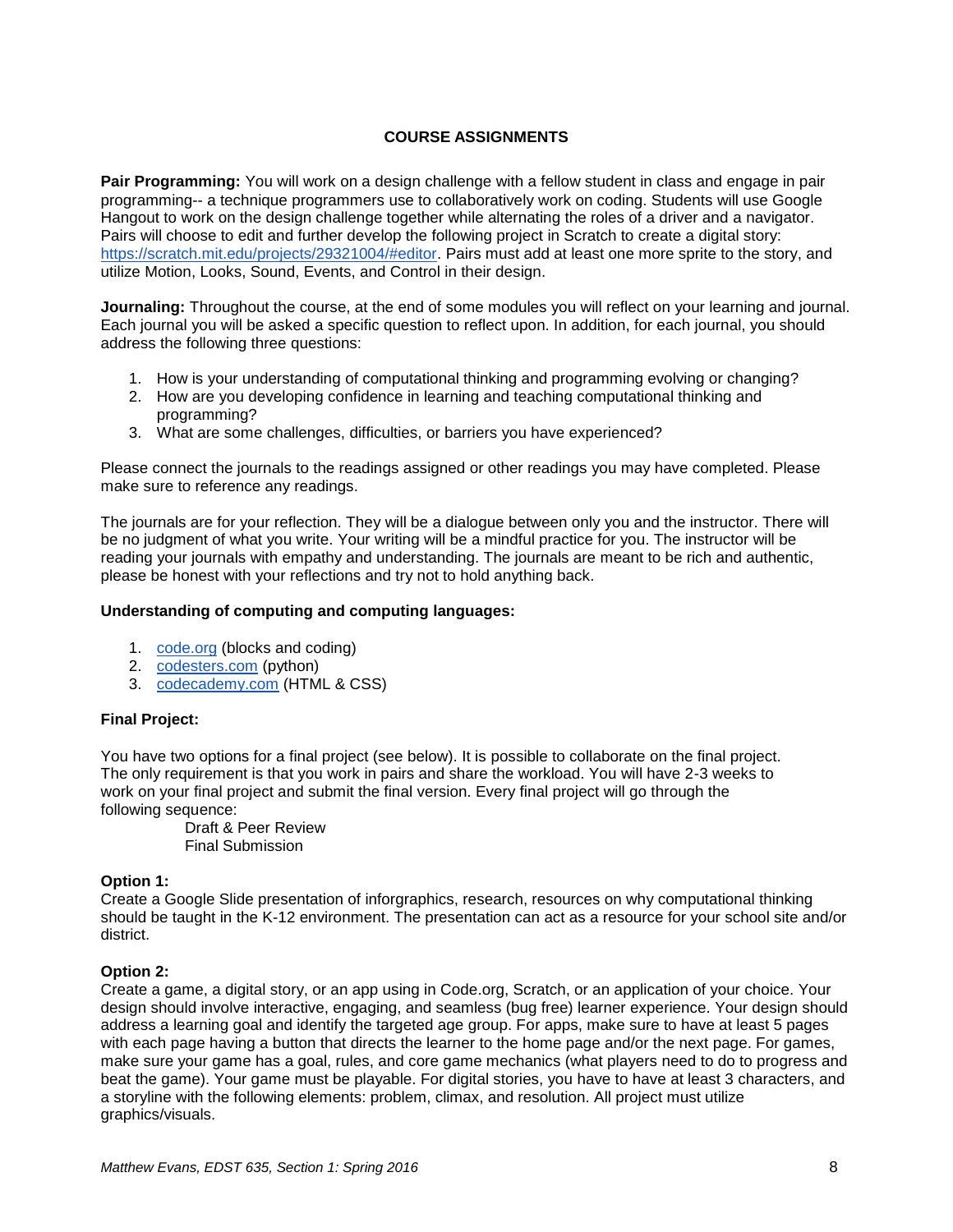## COURSE ASSIGNMENTS

**Pair Programming:** You will work on a design challenge with a fellow student in class and engage in pair programming-- a technique programmers use to collaboratively work on coding. Students will use Google Hangout to work on the design challenge together while alternating the roles of a driver and a navigator. Pairs will choose to edit and further develop the following project in Scratch to create a digital story: https://scratch.mit.edu/projects/29321004/#editor. Pairs must add at least one more sprite to the story, and utilize Motion, Looks, Sound, Events, and Control in their design.

**Journaling:** Throughout the course, at the end of some modules you will reflect on your learning and journal. Each journal you will be asked a specific question to reflect upon. In addition, for each journal, you should address the following three questions:

1. How is your understanding of computational thinking and programming evolving or changing?
2. How are you developing confidence in learning and teaching computational thinking and programming?
3. What are some challenges, difficulties, or barriers you have experienced?

Please connect the journals to the readings assigned or other readings you may have completed. Please make sure to reference any readings.

The journals are for your reflection. They will be a dialogue between only you and the instructor. There will be no judgment of what you write. Your writing will be a mindful practice for you. The instructor will be reading your journals with empathy and understanding. The journals are meant to be rich and authentic, please be honest with your reflections and try not to hold anything back.

**Understanding of computing and computing languages:**

1. code.org (blocks and coding)
2. codesters.com (python)
3. codecademy.com (HTML & CSS)

**Final Project:**

You have two options for a final project (see below). It is possible to collaborate on the final project. The only requirement is that you work in pairs and share the workload. You will have 2-3 weeks to work on your final project and submit the final version. Every final project will go through the following sequence:

Draft & Peer Review
Final Submission

**Option 1:**
Create a Google Slide presentation of inforgraphics, research, resources on why computational thinking should be taught in the K-12 environment. The presentation can act as a resource for your school site and/or district.

**Option 2:**
Create a game, a digital story, or an app using in Code.org, Scratch, or an application of your choice. Your design should involve interactive, engaging, and seamless (bug free) learner experience. Your design should address a learning goal and identify the targeted age group. For apps, make sure to have at least 5 pages with each page having a button that directs the learner to the home page and/or the next page. For games, make sure your game has a goal, rules, and core game mechanics (what players need to do to progress and beat the game). Your game must be playable. For digital stories, you have to have at least 3 characters, and a storyline with the following elements: problem, climax, and resolution. All project must utilize graphics/visuals.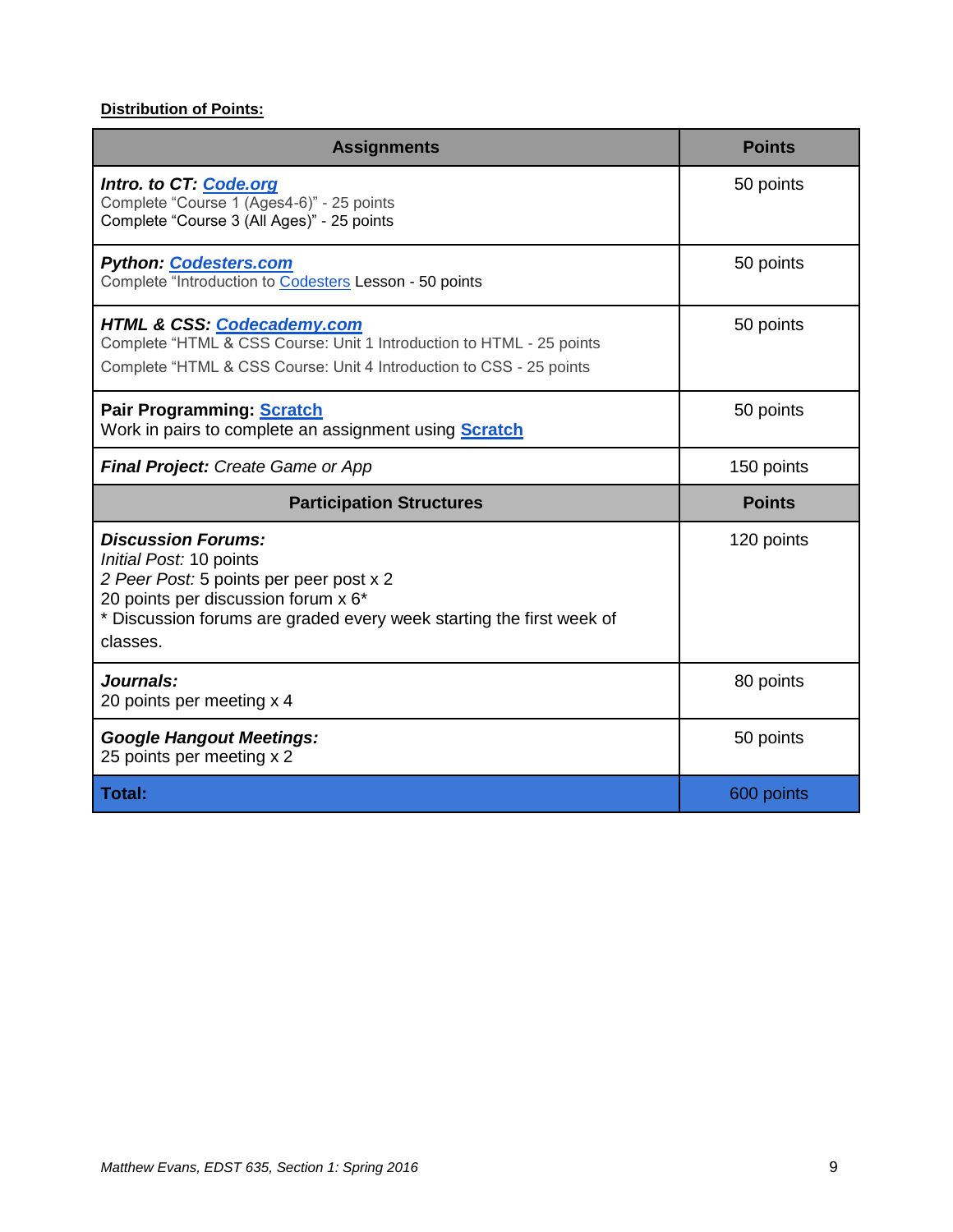**Distribution of Points:**

| Assignments | Points |
|---|---|
| ***Intro. to CT: Code.org***<br>Complete "Course 1 (Ages4-6)" - 25 points<br>Complete "Course 3 (All Ages)" - 25 points | 50 points |
| ***Python: Codesters.com***<br>Complete "Introduction to Codesters Lesson - 50 points | 50 points |
| ***HTML & CSS: Codecademy.com***<br>Complete "HTML & CSS Course: Unit 1 Introduction to HTML - 25 points<br>Complete "HTML & CSS Course: Unit 4 Introduction to CSS - 25 points | 50 points |
| **Pair Programming: Scratch**<br>Work in pairs to complete an assignment using **Scratch** | 50 points |
| ***Final Project:*** *Create Game or App* | 150 points |
| **Participation Structures** | **Points** |
| ***Discussion Forums:***<br>*Initial Post:* 10 points<br>*2 Peer Post:* 5 points per peer post x 2<br>20 points per discussion forum x 6*<br>* Discussion forums are graded every week starting the first week of classes. | 120 points |
| ***Journals:***<br>20 points per meeting x 4 | 80 points |
| ***Google Hangout Meetings:***<br>25 points per meeting x 2 | 50 points |
| **Total:** | 600 points |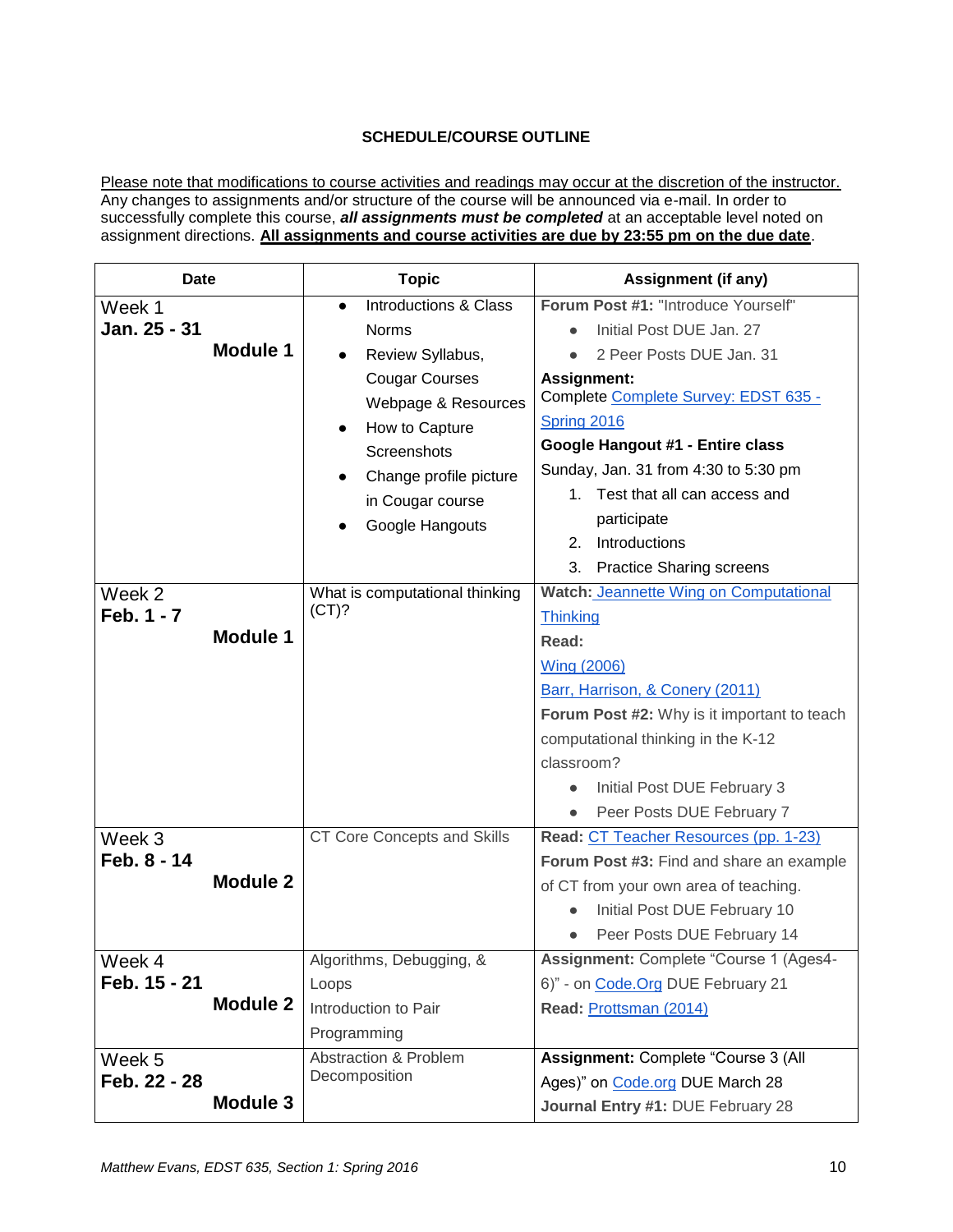**SCHEDULE/COURSE OUTLINE**

Please note that modifications to course activities and readings may occur at the discretion of the instructor. Any changes to assignments and/or structure of the course will be announced via e-mail. In order to successfully complete this course, ***all assignments must be completed*** at an acceptable level noted on assignment directions. **All assignments and course activities are due by 23:55 pm on the due date**.

| Date | Topic | Assignment (if any) |
|---|---|---|
| Week 1<br>**Jan. 25 - 31**<br>**Module 1** | • Introductions & Class Norms<br>• Review Syllabus, Cougar Courses Webpage & Resources<br>• How to Capture Screenshots<br>• Change profile picture in Cougar course<br>• Google Hangouts | **Forum Post #1:** "Introduce Yourself"<br>• Initial Post DUE Jan. 27<br>• 2 Peer Posts DUE Jan. 31<br>**Assignment:**<br>Complete Complete Survey: EDST 635 - Spring 2016<br>**Google Hangout #1 - Entire class**<br>Sunday, Jan. 31 from 4:30 to 5:30 pm<br>1. Test that all can access and participate<br>2. Introductions<br>3. Practice Sharing screens |
| Week 2<br>**Feb. 1 - 7**<br>**Module 1** | What is computational thinking (CT)? | **Watch:** Jeannette Wing on Computational Thinking<br>**Read:**<br>Wing (2006)<br>Barr, Harrison, & Conery (2011)<br>**Forum Post #2:** Why is it important to teach computational thinking in the K-12 classroom?<br>• Initial Post DUE February 3<br>• Peer Posts DUE February 7 |
| Week 3<br>**Feb. 8 - 14**<br>**Module 2** | CT Core Concepts and Skills | **Read:** CT Teacher Resources (pp. 1-23)<br>**Forum Post #3:** Find and share an example of CT from your own area of teaching.<br>• Initial Post DUE February 10<br>• Peer Posts DUE February 14 |
| Week 4<br>**Feb. 15 - 21**<br>**Module 2** | Algorithms, Debugging, & Loops<br>Introduction to Pair Programming | **Assignment:** Complete "Course 1 (Ages4-6)" - on Code.Org DUE February 21<br>**Read:** Prottsman (2014) |
| Week 5<br>**Feb. 22 - 28**<br>**Module 3** | Abstraction & Problem Decomposition | **Assignment:** Complete "Course 3 (All Ages)" on Code.org DUE March 28<br>**Journal Entry #1:** DUE February 28 |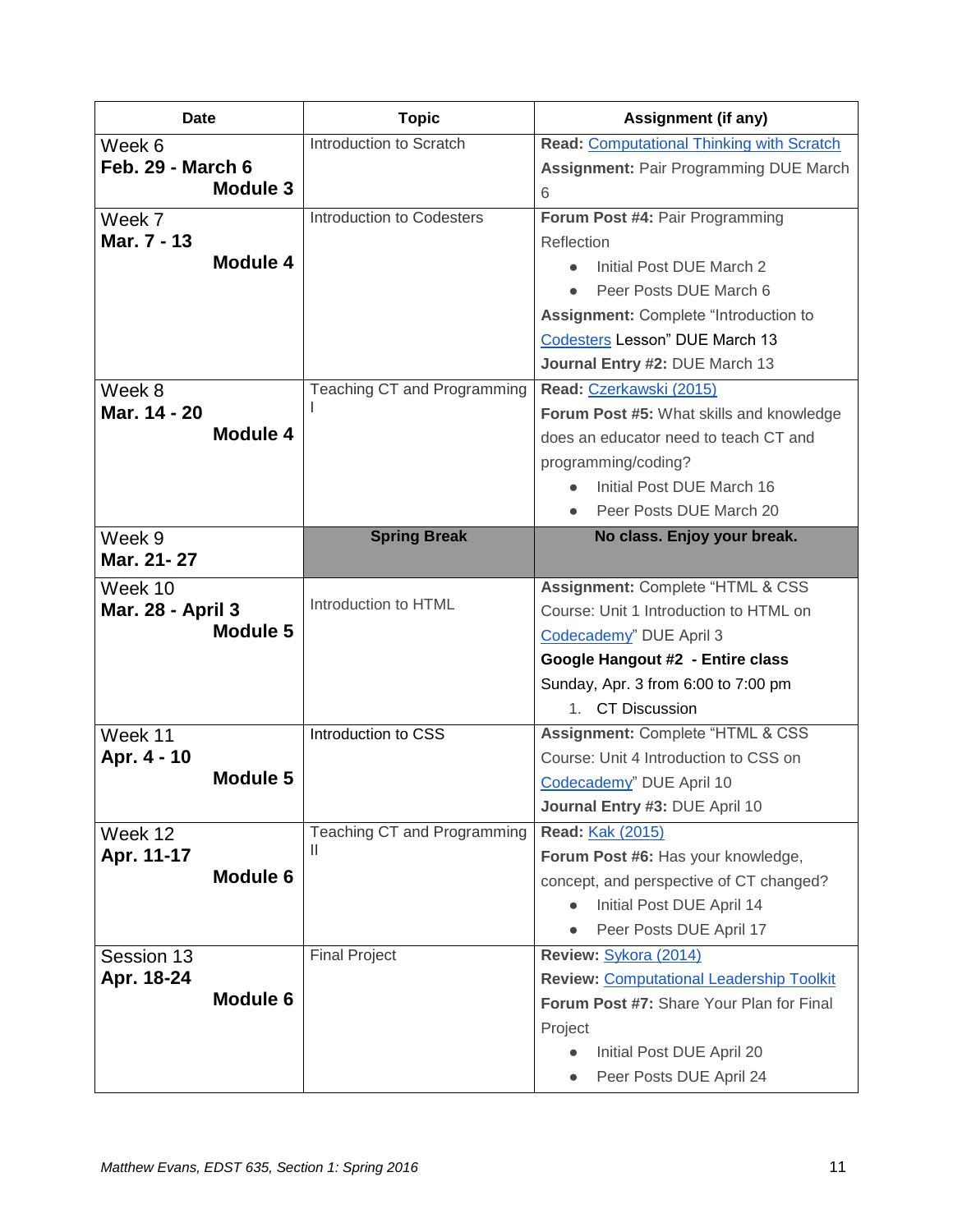| Date | Topic | Assignment (if any) |
|---|---|---|
| Week 6<br>**Feb. 29 - March 6**<br>**Module 3** | Introduction to Scratch | **Read:** Computational Thinking with Scratch<br>**Assignment:** Pair Programming DUE March 6 |
| Week 7<br>**Mar. 7 - 13**<br>**Module 4** | Introduction to Codesters | **Forum Post #4:** Pair Programming Reflection<br>• Initial Post DUE March 2<br>• Peer Posts DUE March 6<br>**Assignment:** Complete "Introduction to Codesters Lesson" DUE March 13<br>**Journal Entry #2:** DUE March 13 |
| Week 8<br>**Mar. 14 - 20**<br>**Module 4** | Teaching CT and Programming I | **Read:** Czerkawski (2015)<br>**Forum Post #5:** What skills and knowledge does an educator need to teach CT and programming/coding?<br>• Initial Post DUE March 16<br>• Peer Posts DUE March 20 |
| Week 9<br>**Mar. 21- 27** | **Spring Break** | **No class. Enjoy your break.** |
| Week 10<br>**Mar. 28 - April 3**<br>**Module 5** | Introduction to HTML | **Assignment:** Complete "HTML & CSS Course: Unit 1 Introduction to HTML on Codecademy" DUE April 3<br>**Google Hangout #2 - Entire class**<br>Sunday, Apr. 3 from 6:00 to 7:00 pm<br>1. CT Discussion |
| Week 11<br>**Apr. 4 - 10**<br>**Module 5** | Introduction to CSS | **Assignment:** Complete "HTML & CSS Course: Unit 4 Introduction to CSS on Codecademy" DUE April 10<br>**Journal Entry #3:** DUE April 10 |
| Week 12<br>**Apr. 11-17**<br>**Module 6** | Teaching CT and Programming II | **Read:** Kak (2015)<br>**Forum Post #6:** Has your knowledge, concept, and perspective of CT changed?<br>• Initial Post DUE April 14<br>• Peer Posts DUE April 17 |
| Session 13<br>**Apr. 18-24**<br>**Module 6** | Final Project | **Review:** Sykora (2014)<br>**Review:** Computational Leadership Toolkit<br>**Forum Post #7:** Share Your Plan for Final Project<br>• Initial Post DUE April 20<br>• Peer Posts DUE April 24 |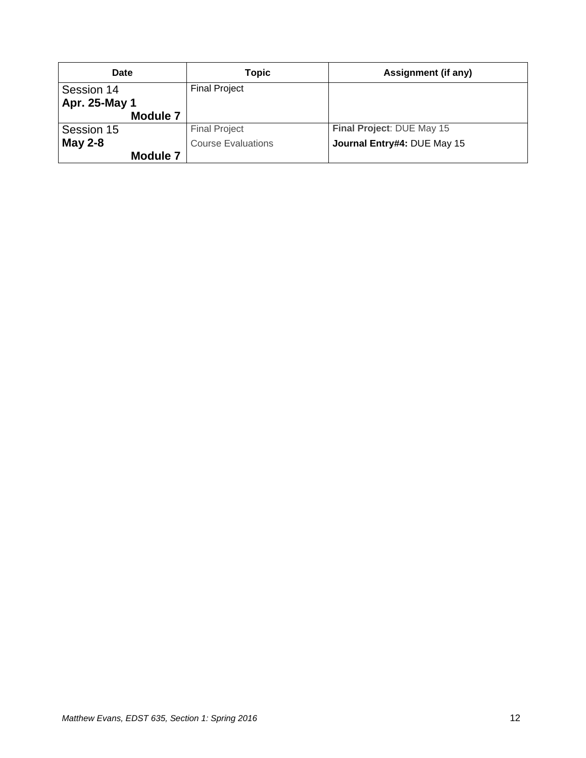| Date | Topic | Assignment (if any) |
|---|---|---|
| Session 14 **Apr. 25-May 1** **Module 7** | Final Project | |
| Session 15 **May 2-8** **Module 7** | Final Project<br>Course Evaluations | **Final Project**: DUE May 15<br>**Journal Entry#4:** DUE May 15 |